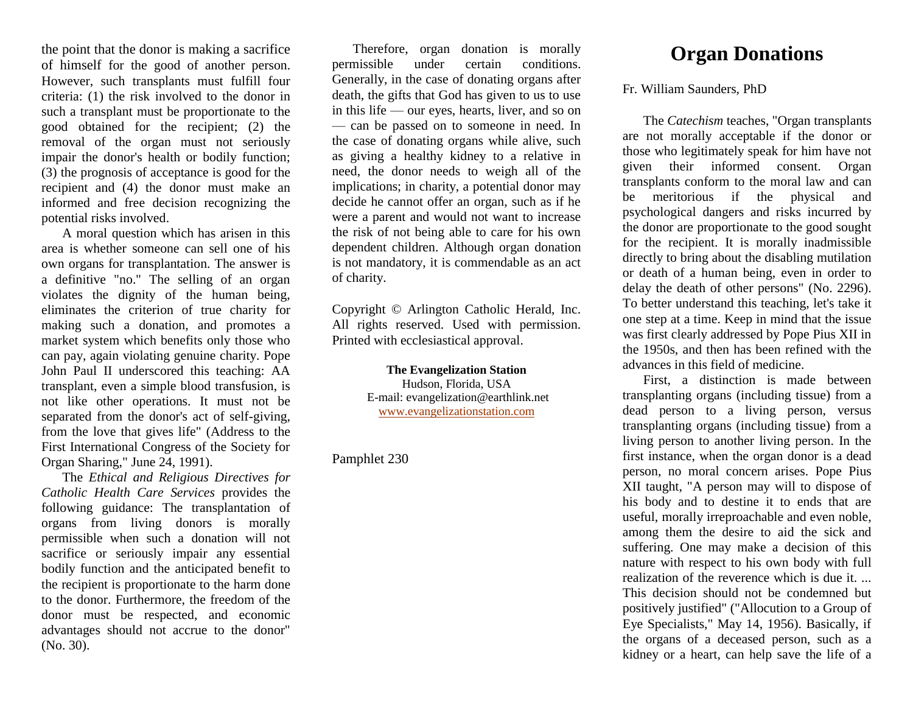the point that the donor is making a sacrifice of himself for the good of another person. However, such transplants must fulfill four criteria: (1) the risk involved to the donor in such a transplant must be proportionate to the good obtained for the recipient; (2) the removal of the organ must not seriously impair the donor's health or bodily function; (3) the prognosis of acceptance is good for the recipient and (4) the donor must make an informed and free decision recognizing the potential risks involved.

A moral question which has arisen in this area is whether someone can sell one of his own organs for transplantation. The answer is a definitive "no." The selling of an organ violates the dignity of the human being, eliminates the criterion of true charity for making such a donation, and promotes a market system which benefits only those who can pay, again violating genuine charity. Pope John Paul II underscored this teaching: AA transplant, even a simple blood transfusion, is not like other operations. It must not be separated from the donor's act of self-giving, from the love that gives life" (Address to the First International Congress of the Society for Organ Sharing," June 24, 1991).

The *Ethical and Religious Directives for Catholic Health Care Services* provides the following guidance: The transplantation of organs from living donors is morally permissible when such a donation will not sacrifice or seriously impair any essential bodily function and the anticipated benefit to the recipient is proportionate to the harm done to the donor. Furthermore, the freedom of the donor must be respected, and economic advantages should not accrue to the donor" (No. 30).

Therefore, organ donation is morally permissible under certain conditions. Generally, in the case of donating organs after death, the gifts that God has given to us to use in this life — our eyes, hearts, liver, and so on — can be passed on to someone in need. In the case of donating organs while alive, such as giving a healthy kidney to a relative in need, the donor needs to weigh all of the implications; in charity, a potential donor may decide he cannot offer an organ, such as if he were a parent and would not want to increase the risk of not being able to care for his own dependent children. Although organ donation is not mandatory, it is commendable as an act of charity.

Copyright © Arlington Catholic Herald, Inc. All rights reserved. Used with permission. Printed with ecclesiastical approval.

**The Evangelization Station**
Hudson, Florida, USA
E-mail: evangelization@earthlink.net
www.evangelizationstation.com

Pamphlet 230

# Organ Donations

Fr. William Saunders, PhD

The *Catechism* teaches, "Organ transplants are not morally acceptable if the donor or those who legitimately speak for him have not given their informed consent. Organ transplants conform to the moral law and can be meritorious if the physical and psychological dangers and risks incurred by the donor are proportionate to the good sought for the recipient. It is morally inadmissible directly to bring about the disabling mutilation or death of a human being, even in order to delay the death of other persons" (No. 2296). To better understand this teaching, let's take it one step at a time. Keep in mind that the issue was first clearly addressed by Pope Pius XII in the 1950s, and then has been refined with the advances in this field of medicine.

First, a distinction is made between transplanting organs (including tissue) from a dead person to a living person, versus transplanting organs (including tissue) from a living person to another living person. In the first instance, when the organ donor is a dead person, no moral concern arises. Pope Pius XII taught, "A person may will to dispose of his body and to destine it to ends that are useful, morally irreproachable and even noble, among them the desire to aid the sick and suffering. One may make a decision of this nature with respect to his own body with full realization of the reverence which is due it. ... This decision should not be condemned but positively justified" ("Allocution to a Group of Eye Specialists," May 14, 1956). Basically, if the organs of a deceased person, such as a kidney or a heart, can help save the life of a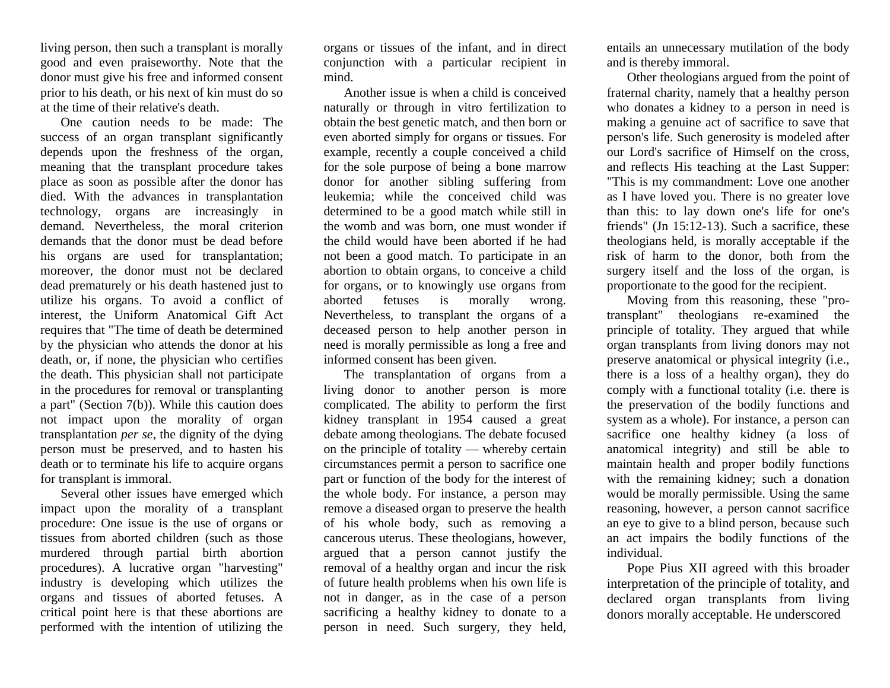living person, then such a transplant is morally good and even praiseworthy. Note that the donor must give his free and informed consent prior to his death, or his next of kin must do so at the time of their relative's death.

One caution needs to be made: The success of an organ transplant significantly depends upon the freshness of the organ, meaning that the transplant procedure takes place as soon as possible after the donor has died. With the advances in transplantation technology, organs are increasingly in demand. Nevertheless, the moral criterion demands that the donor must be dead before his organs are used for transplantation; moreover, the donor must not be declared dead prematurely or his death hastened just to utilize his organs. To avoid a conflict of interest, the Uniform Anatomical Gift Act requires that "The time of death be determined by the physician who attends the donor at his death, or, if none, the physician who certifies the death. This physician shall not participate in the procedures for removal or transplanting a part" (Section 7(b)). While this caution does not impact upon the morality of organ transplantation *per se*, the dignity of the dying person must be preserved, and to hasten his death or to terminate his life to acquire organs for transplant is immoral.

Several other issues have emerged which impact upon the morality of a transplant procedure: One issue is the use of organs or tissues from aborted children (such as those murdered through partial birth abortion procedures). A lucrative organ "harvesting" industry is developing which utilizes the organs and tissues of aborted fetuses. A critical point here is that these abortions are performed with the intention of utilizing the organs or tissues of the infant, and in direct conjunction with a particular recipient in mind.

Another issue is when a child is conceived naturally or through in vitro fertilization to obtain the best genetic match, and then born or even aborted simply for organs or tissues. For example, recently a couple conceived a child for the sole purpose of being a bone marrow donor for another sibling suffering from leukemia; while the conceived child was determined to be a good match while still in the womb and was born, one must wonder if the child would have been aborted if he had not been a good match. To participate in an abortion to obtain organs, to conceive a child for organs, or to knowingly use organs from aborted fetuses is morally wrong. Nevertheless, to transplant the organs of a deceased person to help another person in need is morally permissible as long a free and informed consent has been given.

The transplantation of organs from a living donor to another person is more complicated. The ability to perform the first kidney transplant in 1954 caused a great debate among theologians. The debate focused on the principle of totality — whereby certain circumstances permit a person to sacrifice one part or function of the body for the interest of the whole body. For instance, a person may remove a diseased organ to preserve the health of his whole body, such as removing a cancerous uterus. These theologians, however, argued that a person cannot justify the removal of a healthy organ and incur the risk of future health problems when his own life is not in danger, as in the case of a person sacrificing a healthy kidney to donate to a person in need. Such surgery, they held, entails an unnecessary mutilation of the body and is thereby immoral.

Other theologians argued from the point of fraternal charity, namely that a healthy person who donates a kidney to a person in need is making a genuine act of sacrifice to save that person's life. Such generosity is modeled after our Lord's sacrifice of Himself on the cross, and reflects His teaching at the Last Supper: "This is my commandment: Love one another as I have loved you. There is no greater love than this: to lay down one's life for one's friends" (Jn 15:12-13). Such a sacrifice, these theologians held, is morally acceptable if the risk of harm to the donor, both from the surgery itself and the loss of the organ, is proportionate to the good for the recipient.

Moving from this reasoning, these "pro-transplant" theologians re-examined the principle of totality. They argued that while organ transplants from living donors may not preserve anatomical or physical integrity (i.e., there is a loss of a healthy organ), they do comply with a functional totality (i.e. there is the preservation of the bodily functions and system as a whole). For instance, a person can sacrifice one healthy kidney (a loss of anatomical integrity) and still be able to maintain health and proper bodily functions with the remaining kidney; such a donation would be morally permissible. Using the same reasoning, however, a person cannot sacrifice an eye to give to a blind person, because such an act impairs the bodily functions of the individual.

Pope Pius XII agreed with this broader interpretation of the principle of totality, and declared organ transplants from living donors morally acceptable. He underscored